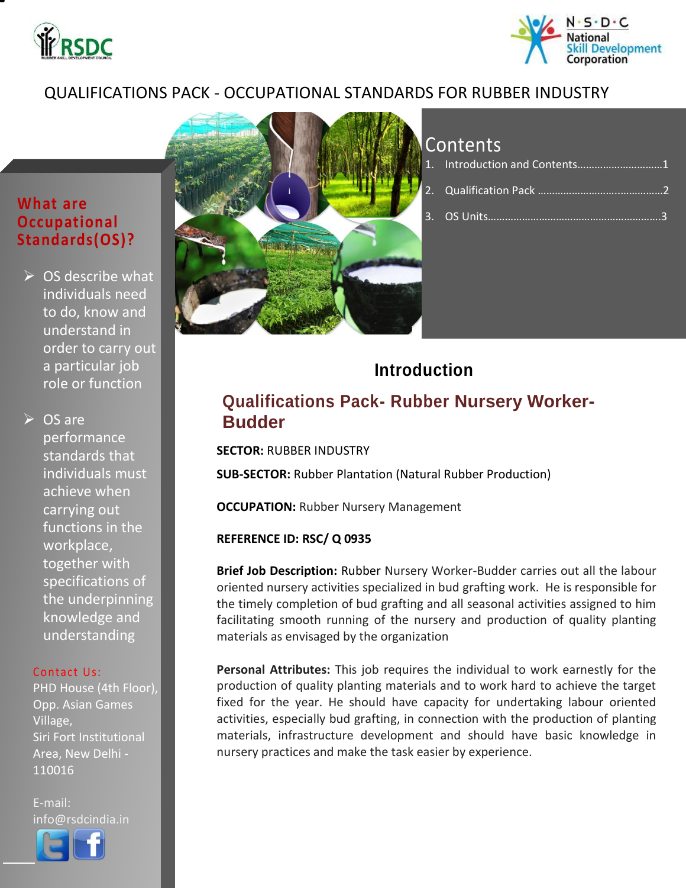# QUALIFICATIONS PACK - OCCUPATIONAL STANDARDS FOR RUBBER INDUSTRY

## Contents

1. Introduction and Contents.............................1
2. Qualification Pack ...........................................2
3. OS Units.........................................................3

## What are Occupational Standards(OS)?

- OS describe what individuals need to do, know and understand in order to carry out a particular job role or function
- OS are performance standards that individuals must achieve when carrying out functions in the workplace, together with specifications of the underpinning knowledge and understanding

Contact Us:
PHD House (4th Floor), Opp. Asian Games Village,
Siri Fort Institutional Area, New Delhi - 110016

E-mail: info@rsdcindia.in

## Introduction

### Qualifications Pack- Rubber Nursery Worker-Budder

**SECTOR:** RUBBER INDUSTRY

**SUB-SECTOR:** Rubber Plantation (Natural Rubber Production)

**OCCUPATION:** Rubber Nursery Management

**REFERENCE ID: RSC/ Q 0935**

**Brief Job Description:** Rubber Nursery Worker-Budder carries out all the labour oriented nursery activities specialized in bud grafting work. He is responsible for the timely completion of bud grafting and all seasonal activities assigned to him facilitating smooth running of the nursery and production of quality planting materials as envisaged by the organization

**Personal Attributes:** This job requires the individual to work earnestly for the production of quality planting materials and to work hard to achieve the target fixed for the year. He should have capacity for undertaking labour oriented activities, especially bud grafting, in connection with the production of planting materials, infrastructure development and should have basic knowledge in nursery practices and make the task easier by experience.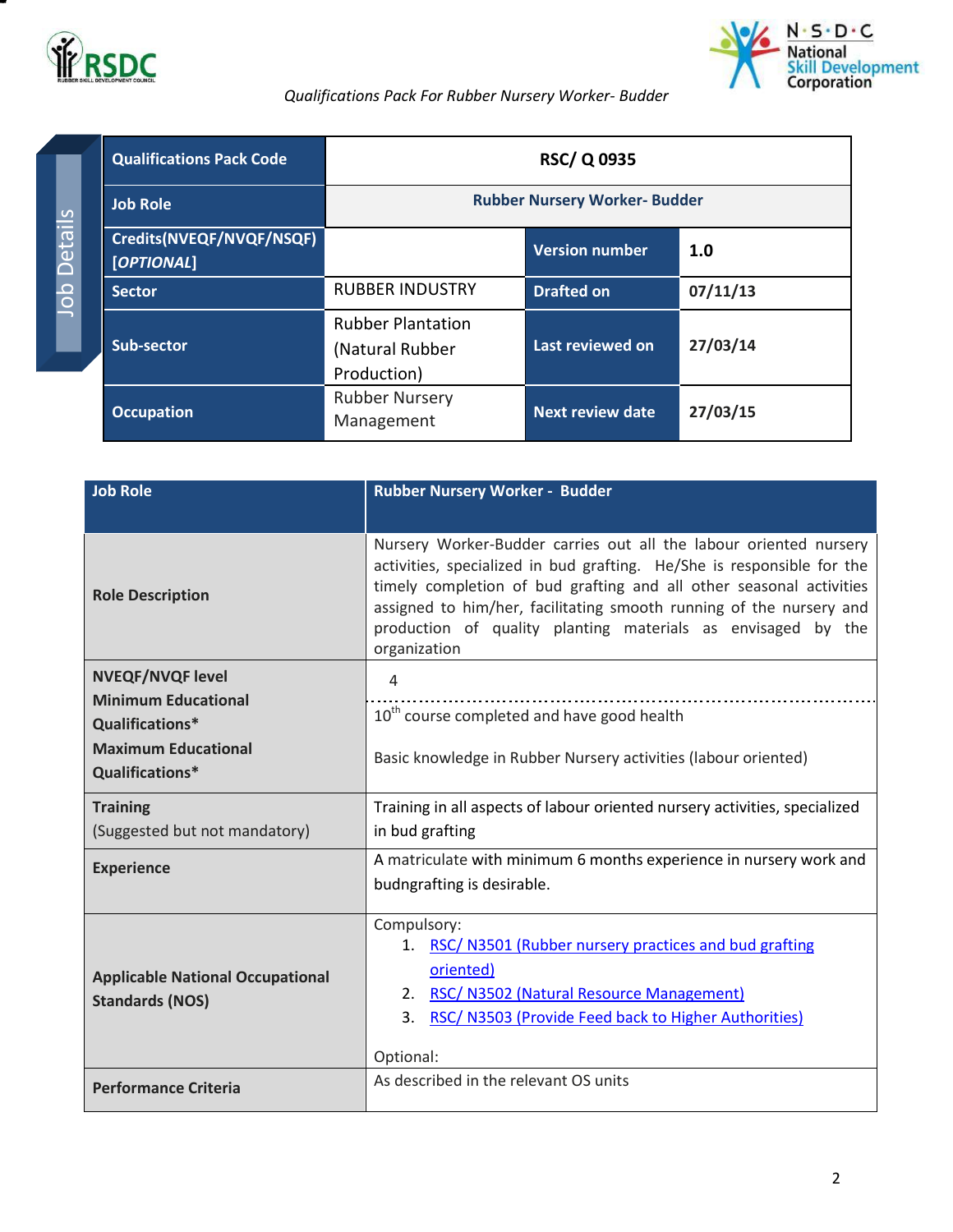Qualifications Pack For Rubber Nursery Worker- Budder

**Job Details**

| Qualifications Pack Code | RSC/ Q 0935 | | |
|---|---|---|---|
| Job Role | Rubber Nursery Worker- Budder | | |
| Credits(NVEQF/NVQF/NSQF) [*OPTIONAL*] | | Version number | 1.0 |
| Sector | RUBBER INDUSTRY | Drafted on | 07/11/13 |
| Sub-sector | Rubber Plantation (Natural Rubber Production) | Last reviewed on | 27/03/14 |
| Occupation | Rubber Nursery Management | Next review date | 27/03/15 |

| Job Role | Rubber Nursery Worker - Budder |
|---|---|
| Role Description | Nursery Worker-Budder carries out all the labour oriented nursery activities, specialized in bud grafting. He/She is responsible for the timely completion of bud grafting and all other seasonal activities assigned to him/her, facilitating smooth running of the nursery and production of quality planting materials as envisaged by the organization |
| NVEQF/NVQF level | 4 |
| Minimum Educational Qualifications* | 10th course completed and have good health |
| Maximum Educational Qualifications* | Basic knowledge in Rubber Nursery activities (labour oriented) |
| Training (Suggested but not mandatory) | Training in all aspects of labour oriented nursery activities, specialized in bud grafting |
| Experience | A matriculate with minimum 6 months experience in nursery work and budngrafting is desirable. |
| Applicable National Occupational Standards (NOS) | Compulsory:<br>1. RSC/ N3501 (Rubber nursery practices and bud grafting oriented)<br>2. RSC/ N3502 (Natural Resource Management)<br>3. RSC/ N3503 (Provide Feed back to Higher Authorities)<br><br>Optional: |
| Performance Criteria | As described in the relevant OS units |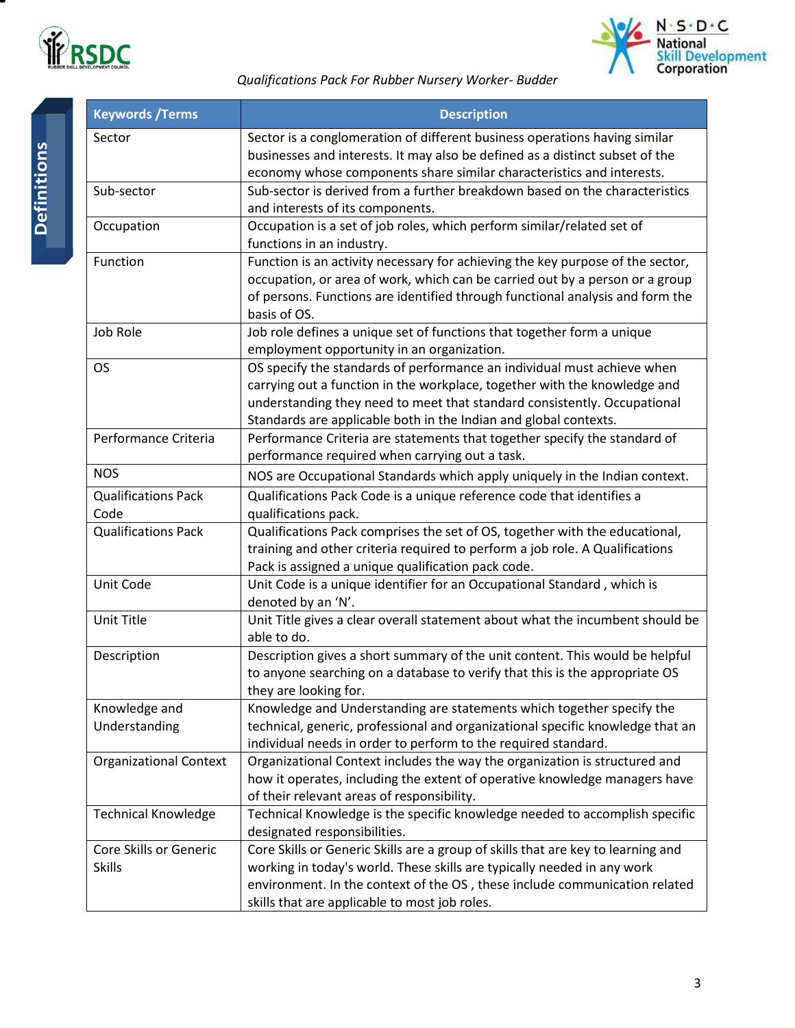## Definitions

| Keywords /Terms | Description |
|---|---|
| Sector | Sector is a conglomeration of different business operations having similar businesses and interests. It may also be defined as a distinct subset of the economy whose components share similar characteristics and interests. |
| Sub-sector | Sub-sector is derived from a further breakdown based on the characteristics and interests of its components. |
| Occupation | Occupation is a set of job roles, which perform similar/related set of functions in an industry. |
| Function | Function is an activity necessary for achieving the key purpose of the sector, occupation, or area of work, which can be carried out by a person or a group of persons. Functions are identified through functional analysis and form the basis of OS. |
| Job Role | Job role defines a unique set of functions that together form a unique employment opportunity in an organization. |
| OS | OS specify the standards of performance an individual must achieve when carrying out a function in the workplace, together with the knowledge and understanding they need to meet that standard consistently. Occupational Standards are applicable both in the Indian and global contexts. |
| Performance Criteria | Performance Criteria are statements that together specify the standard of performance required when carrying out a task. |
| NOS | NOS are Occupational Standards which apply uniquely in the Indian context. |
| Qualifications Pack Code | Qualifications Pack Code is a unique reference code that identifies a qualifications pack. |
| Qualifications Pack | Qualifications Pack comprises the set of OS, together with the educational, training and other criteria required to perform a job role. A Qualifications Pack is assigned a unique qualification pack code. |
| Unit Code | Unit Code is a unique identifier for an Occupational Standard , which is denoted by an 'N'. |
| Unit Title | Unit Title gives a clear overall statement about what the incumbent should be able to do. |
| Description | Description gives a short summary of the unit content. This would be helpful to anyone searching on a database to verify that this is the appropriate OS they are looking for. |
| Knowledge and Understanding | Knowledge and Understanding are statements which together specify the technical, generic, professional and organizational specific knowledge that an individual needs in order to perform to the required standard. |
| Organizational Context | Organizational Context includes the way the organization is structured and how it operates, including the extent of operative knowledge managers have of their relevant areas of responsibility. |
| Technical Knowledge | Technical Knowledge is the specific knowledge needed to accomplish specific designated responsibilities. |
| Core Skills or Generic Skills | Core Skills or Generic Skills are a group of skills that are key to learning and working in today's world. These skills are typically needed in any work environment. In the context of the OS , these include communication related skills that are applicable to most job roles. |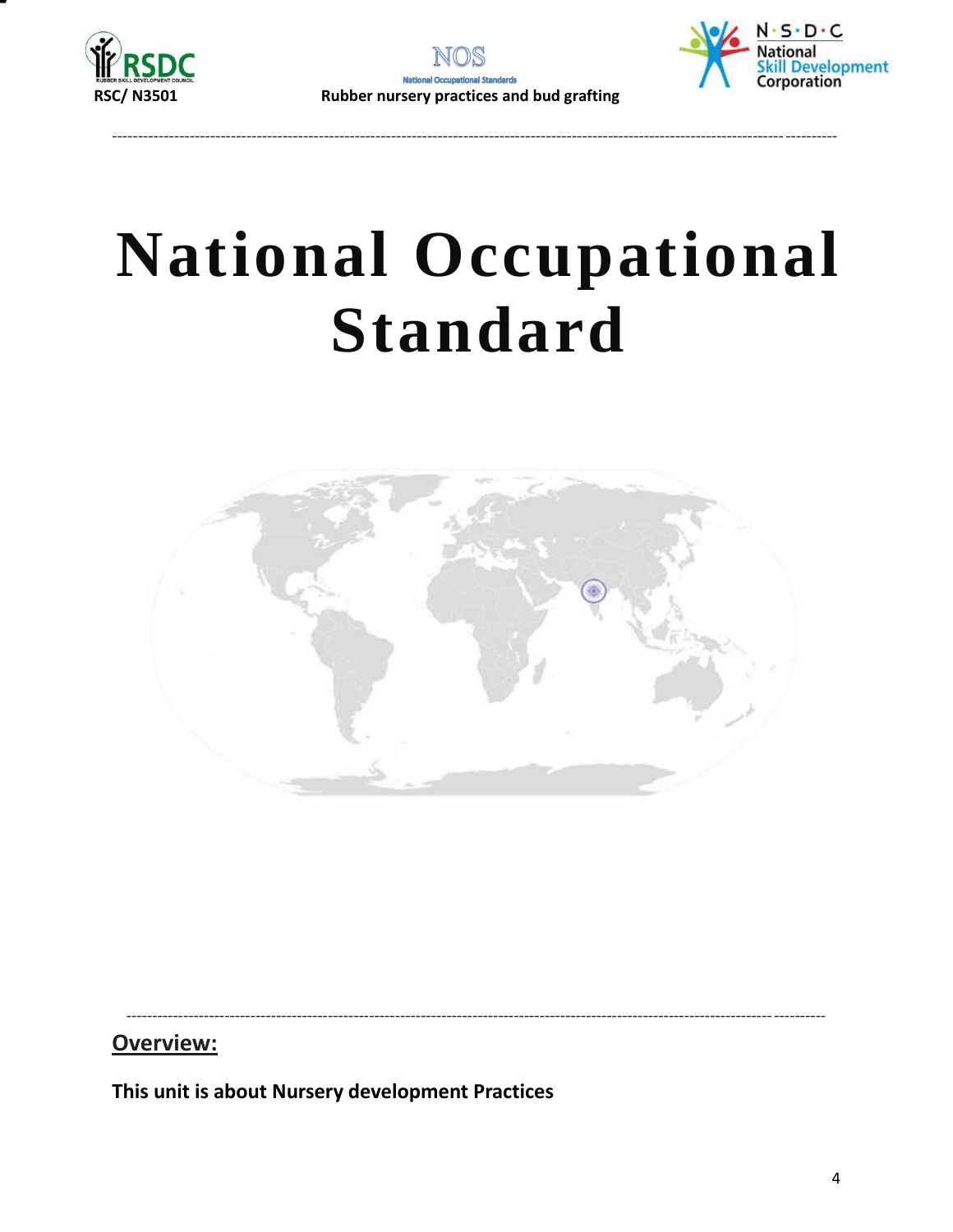# National Occupational Standard

## Overview:

**This unit is about Nursery development Practices**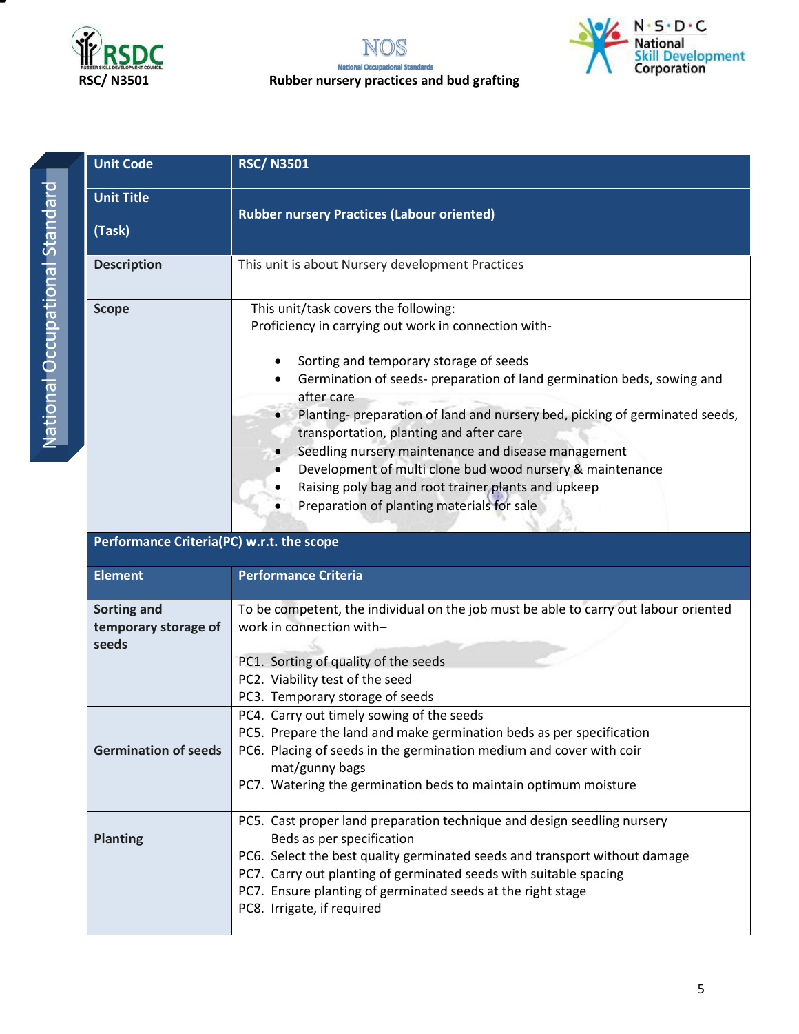| Unit Code | RSC/ N3501 |
|---|---|
| Unit Title<br><br>(Task) | Rubber nursery Practices (Labour oriented) |
| Description | This unit is about Nursery development Practices |
| Scope | This unit/task covers the following:<br>Proficiency in carrying out work in connection with-<br><br>• Sorting and temporary storage of seeds<br>• Germination of seeds- preparation of land germination beds, sowing and after care<br>• Planting- preparation of land and nursery bed, picking of germinated seeds, transportation, planting and after care<br>• Seedling nursery maintenance and disease management<br>• Development of multi clone bud wood nursery & maintenance<br>• Raising poly bag and root trainer plants and upkeep<br>• Preparation of planting materials for sale |
| **Performance Criteria(PC) w.r.t. the scope** | |
| **Element** | **Performance Criteria** |
| Sorting and temporary storage of seeds | To be competent, the individual on the job must be able to carry out labour oriented work in connection with–<br><br>PC1. Sorting of quality of the seeds<br>PC2. Viability test of the seed<br>PC3. Temporary storage of seeds |
| Germination of seeds | PC4. Carry out timely sowing of the seeds<br>PC5. Prepare the land and make germination beds as per specification<br>PC6. Placing of seeds in the germination medium and cover with coir mat/gunny bags<br>PC7. Watering the germination beds to maintain optimum moisture |
| Planting | PC5. Cast proper land preparation technique and design seedling nursery Beds as per specification<br>PC6. Select the best quality germinated seeds and transport without damage<br>PC7. Carry out planting of germinated seeds with suitable spacing<br>PC7. Ensure planting of germinated seeds at the right stage<br>PC8. Irrigate, if required |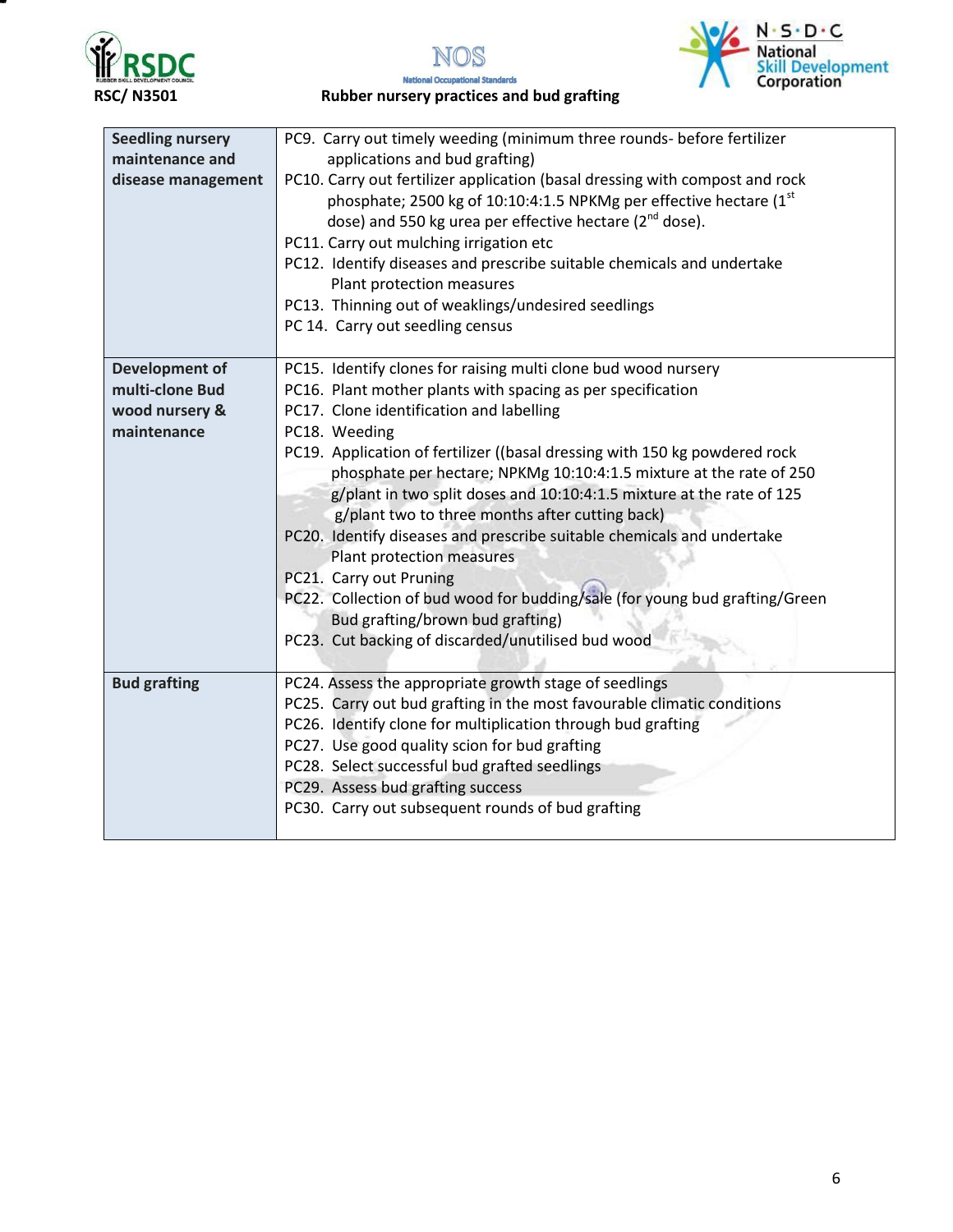| | |
|---|---|
| **Seedling nursery maintenance and disease management** | PC9. Carry out timely weeding (minimum three rounds- before fertilizer applications and bud grafting)<br>PC10. Carry out fertilizer application (basal dressing with compost and rock phosphate; 2500 kg of 10:10:4:1.5 NPKMg per effective hectare (1st dose) and 550 kg urea per effective hectare (2nd dose).<br>PC11. Carry out mulching irrigation etc<br>PC12. Identify diseases and prescribe suitable chemicals and undertake Plant protection measures<br>PC13. Thinning out of weaklings/undesired seedlings<br>PC 14. Carry out seedling census |
| **Development of multi-clone Bud wood nursery & maintenance** | PC15. Identify clones for raising multi clone bud wood nursery<br>PC16. Plant mother plants with spacing as per specification<br>PC17. Clone identification and labelling<br>PC18. Weeding<br>PC19. Application of fertilizer ((basal dressing with 150 kg powdered rock phosphate per hectare; NPKMg 10:10:4:1.5 mixture at the rate of 250 g/plant in two split doses and 10:10:4:1.5 mixture at the rate of 125 g/plant two to three months after cutting back)<br>PC20. Identify diseases and prescribe suitable chemicals and undertake Plant protection measures<br>PC21. Carry out Pruning<br>PC22. Collection of bud wood for budding/sale (for young bud grafting/Green Bud grafting/brown bud grafting)<br>PC23. Cut backing of discarded/unutilised bud wood |
| **Bud grafting** | PC24. Assess the appropriate growth stage of seedlings<br>PC25. Carry out bud grafting in the most favourable climatic conditions<br>PC26. Identify clone for multiplication through bud grafting<br>PC27. Use good quality scion for bud grafting<br>PC28. Select successful bud grafted seedlings<br>PC29. Assess bud grafting success<br>PC30. Carry out subsequent rounds of bud grafting |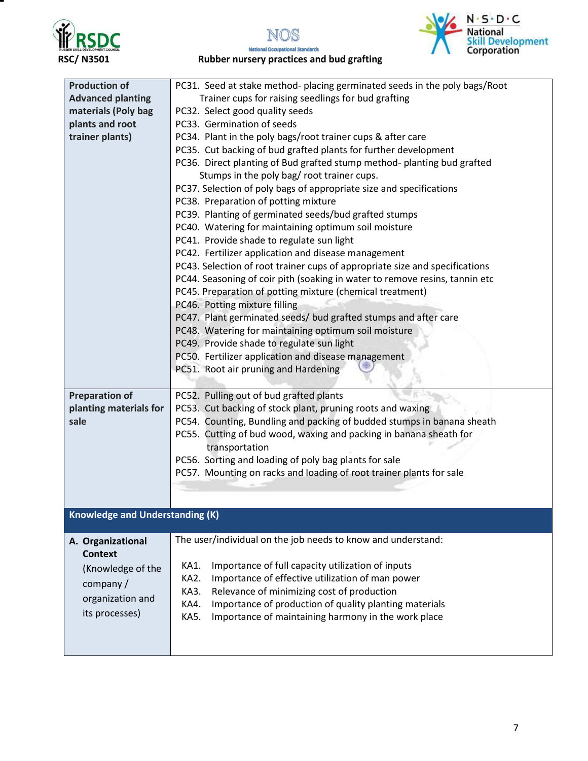| Production of Advanced planting materials (Poly bag plants and root trainer plants) | PC31. Seed at stake method- placing germinated seeds in the poly bags/Root Trainer cups for raising seedlings for bud grafting<br>PC32. Select good quality seeds<br>PC33. Germination of seeds<br>PC34. Plant in the poly bags/root trainer cups & after care<br>PC35. Cut backing of bud grafted plants for further development<br>PC36. Direct planting of Bud grafted stump method- planting bud grafted Stumps in the poly bag/ root trainer cups.<br>PC37. Selection of poly bags of appropriate size and specifications<br>PC38. Preparation of potting mixture<br>PC39. Planting of germinated seeds/bud grafted stumps<br>PC40. Watering for maintaining optimum soil moisture<br>PC41. Provide shade to regulate sun light<br>PC42. Fertilizer application and disease management<br>PC43. Selection of root trainer cups of appropriate size and specifications<br>PC44. Seasoning of coir pith (soaking in water to remove resins, tannin etc<br>PC45. Preparation of potting mixture (chemical treatment)<br>PC46. Potting mixture filling<br>PC47. Plant germinated seeds/ bud grafted stumps and after care<br>PC48. Watering for maintaining optimum soil moisture<br>PC49. Provide shade to regulate sun light<br>PC50. Fertilizer application and disease management<br>PC51. Root air pruning and Hardening |
|---|---|
| Preparation of planting materials for sale | PC52. Pulling out of bud grafted plants<br>PC53. Cut backing of stock plant, pruning roots and waxing<br>PC54. Counting, Bundling and packing of budded stumps in banana sheath<br>PC55. Cutting of bud wood, waxing and packing in banana sheath for transportation<br>PC56. Sorting and loading of poly bag plants for sale<br>PC57. Mounting on racks and loading of root trainer plants for sale |
| **Knowledge and Understanding (K)** | |
| **A. Organizational Context** (Knowledge of the company / organization and its processes) | The user/individual on the job needs to know and understand:<br><br>KA1. Importance of full capacity utilization of inputs<br>KA2. Importance of effective utilization of man power<br>KA3. Relevance of minimizing cost of production<br>KA4. Importance of production of quality planting materials<br>KA5. Importance of maintaining harmony in the work place |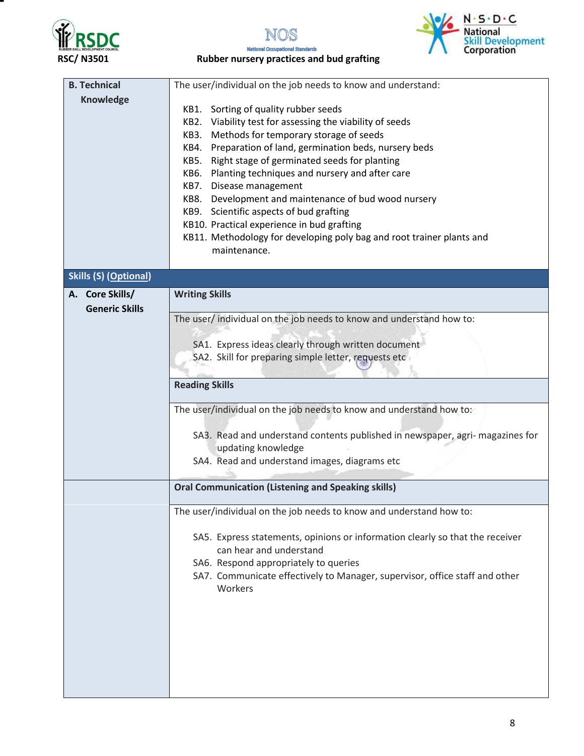| | |
|---|---|
| **B. Technical Knowledge** | The user/individual on the job needs to know and understand:<br><br>KB1. Sorting of quality rubber seeds<br>KB2. Viability test for assessing the viability of seeds<br>KB3. Methods for temporary storage of seeds<br>KB4. Preparation of land, germination beds, nursery beds<br>KB5. Right stage of germinated seeds for planting<br>KB6. Planting techniques and nursery and after care<br>KB7. Disease management<br>KB8. Development and maintenance of bud wood nursery<br>KB9. Scientific aspects of bud grafting<br>KB10. Practical experience in bud grafting<br>KB11. Methodology for developing poly bag and root trainer plants and maintenance. |
| **Skills (S) (Optional)** | |
| **A. Core Skills/ Generic Skills** | **Writing Skills** |
| | The user/ individual on the job needs to know and understand how to:<br><br>SA1. Express ideas clearly through written document<br>SA2. Skill for preparing simple letter, requests etc |
| | **Reading Skills** |
| | The user/individual on the job needs to know and understand how to:<br><br>SA3. Read and understand contents published in newspaper, agri- magazines for updating knowledge<br>SA4. Read and understand images, diagrams etc |
| | **Oral Communication (Listening and Speaking skills)** |
| | The user/individual on the job needs to know and understand how to:<br><br>SA5. Express statements, opinions or information clearly so that the receiver can hear and understand<br>SA6. Respond appropriately to queries<br>SA7. Communicate effectively to Manager, supervisor, office staff and other Workers |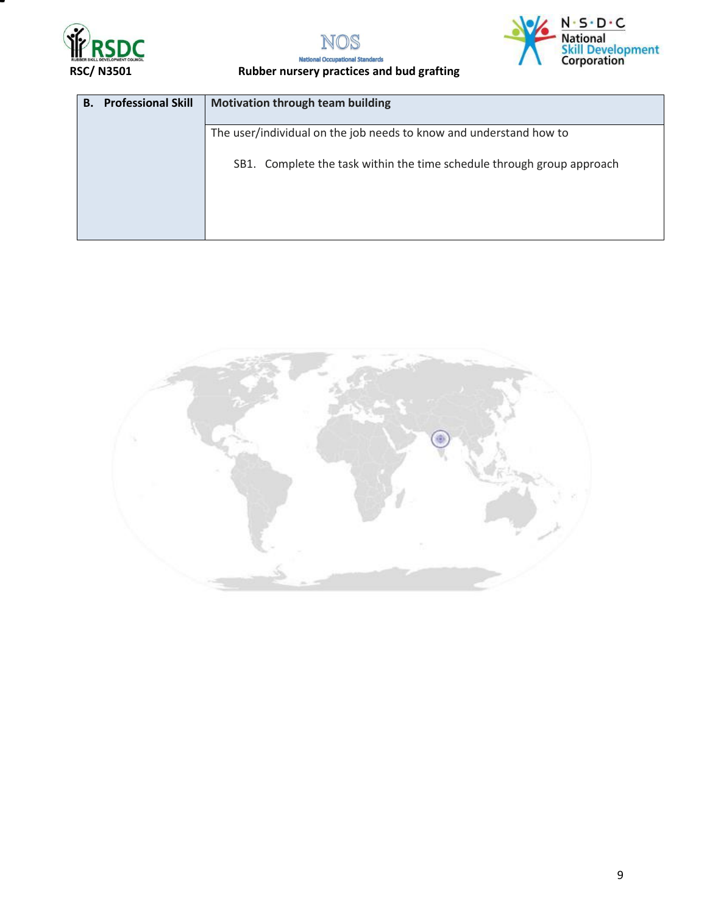| B. Professional Skill | Motivation through team building |
|---|---|
| | The user/individual on the job needs to know and understand how to<br><br>SB1. Complete the task within the time schedule through group approach |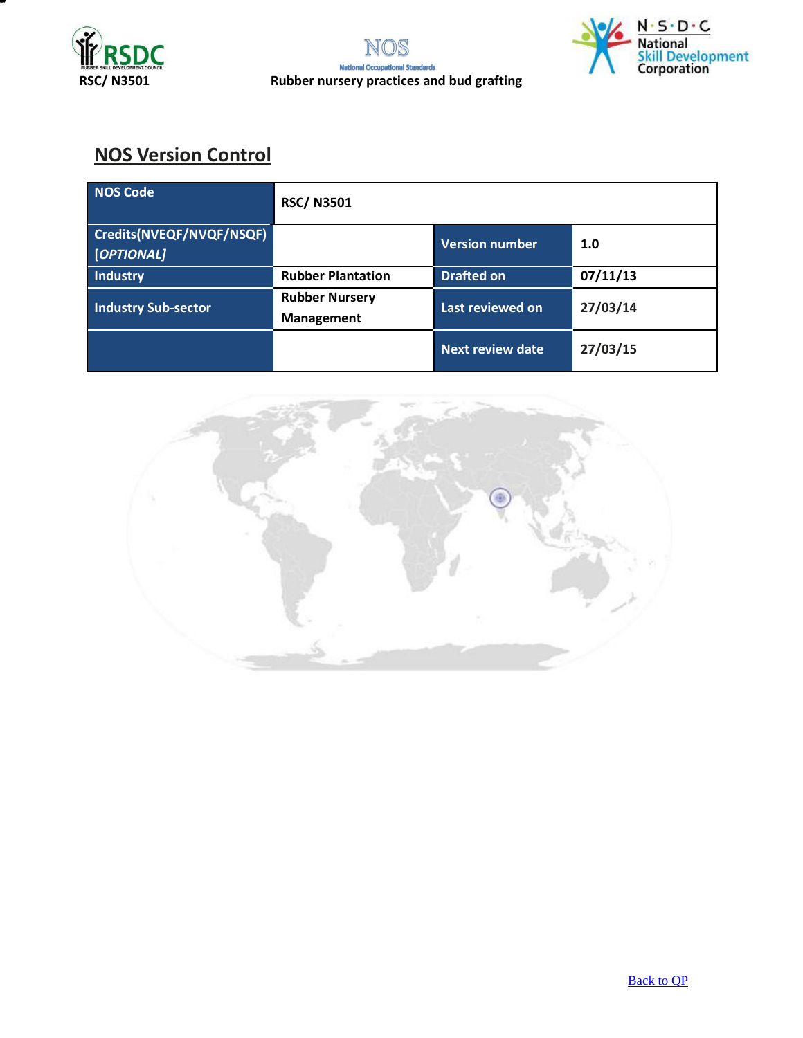## NOS Version Control

| NOS Code | RSC/ N3501 | | |
|---|---|---|---|
| Credits(NVEQF/NVQF/NSQF) *[OPTIONAL]* | | Version number | 1.0 |
| Industry | Rubber Plantation | Drafted on | 07/11/13 |
| Industry Sub-sector | Rubber Nursery Management | Last reviewed on | 27/03/14 |
| | | Next review date | 27/03/15 |

[Back to QP]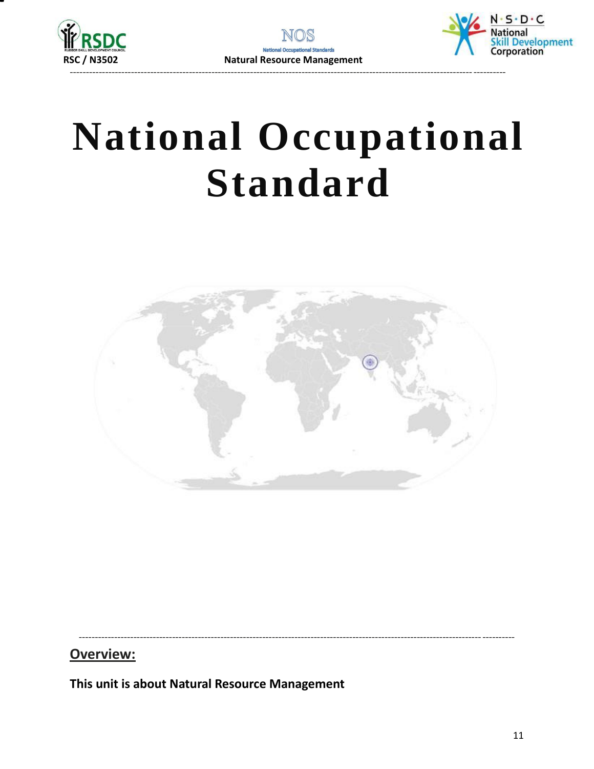# National Occupational Standard

## Overview:

**This unit is about Natural Resource Management**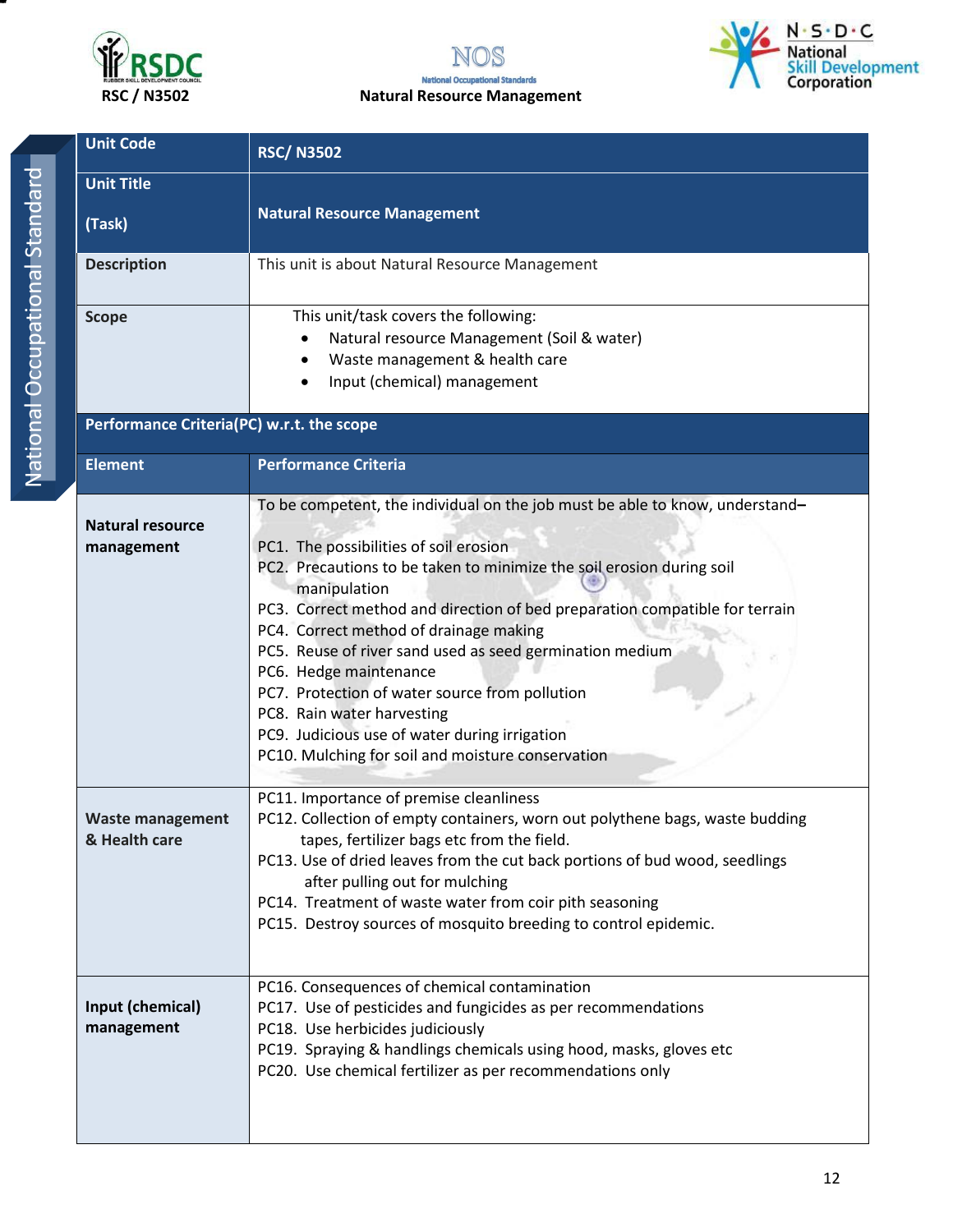| Unit Code | RSC/ N3502 |
|---|---|
| Unit Title (Task) | Natural Resource Management |
| Description | This unit is about Natural Resource Management |
| Scope | This unit/task covers the following:<br>• Natural resource Management (Soil & water)<br>• Waste management & health care<br>• Input (chemical) management |
| **Performance Criteria(PC) w.r.t. the scope** | |
| **Element** | **Performance Criteria** |
| **Natural resource management** | To be competent, the individual on the job must be able to know, understand–<br>PC1. The possibilities of soil erosion<br>PC2. Precautions to be taken to minimize the soil erosion during soil manipulation<br>PC3. Correct method and direction of bed preparation compatible for terrain<br>PC4. Correct method of drainage making<br>PC5. Reuse of river sand used as seed germination medium<br>PC6. Hedge maintenance<br>PC7. Protection of water source from pollution<br>PC8. Rain water harvesting<br>PC9. Judicious use of water during irrigation<br>PC10. Mulching for soil and moisture conservation |
| **Waste management & Health care** | PC11. Importance of premise cleanliness<br>PC12. Collection of empty containers, worn out polythene bags, waste budding tapes, fertilizer bags etc from the field.<br>PC13. Use of dried leaves from the cut back portions of bud wood, seedlings after pulling out for mulching<br>PC14. Treatment of waste water from coir pith seasoning<br>PC15. Destroy sources of mosquito breeding to control epidemic. |
| **Input (chemical) management** | PC16. Consequences of chemical contamination<br>PC17. Use of pesticides and fungicides as per recommendations<br>PC18. Use herbicides judiciously<br>PC19. Spraying & handlings chemicals using hood, masks, gloves etc<br>PC20. Use chemical fertilizer as per recommendations only |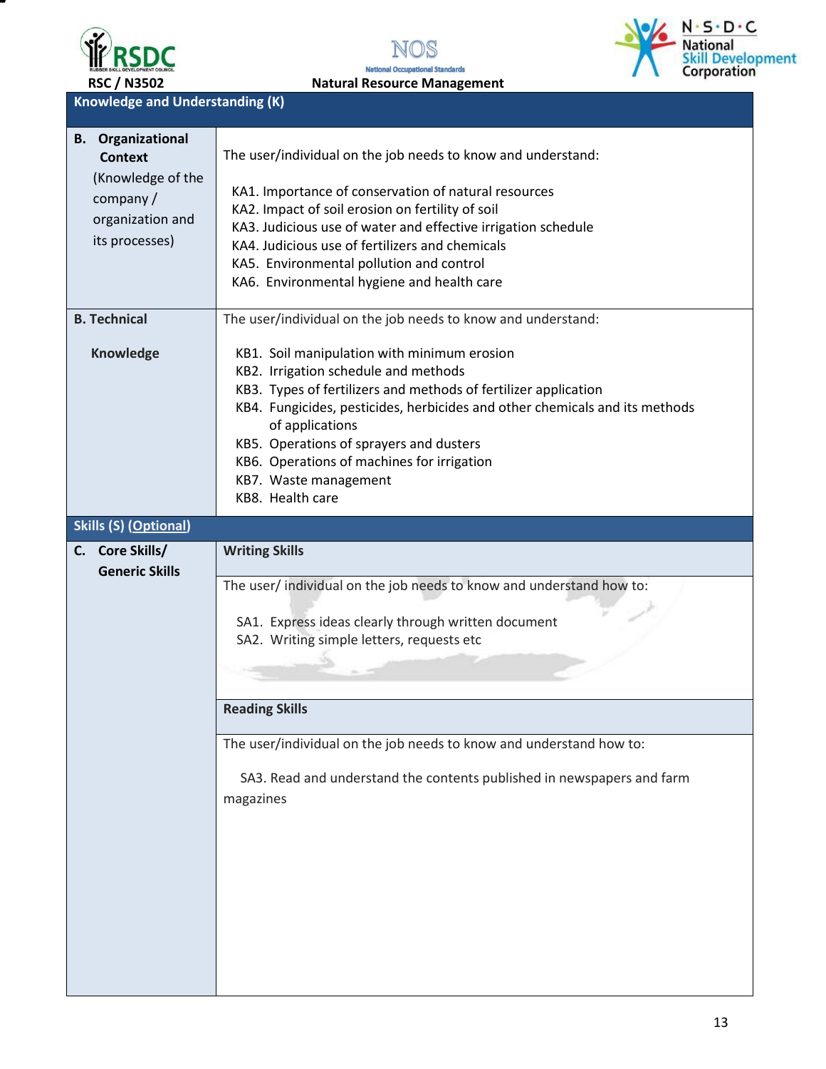| Knowledge and Understanding (K) | |
|---|---|
| **B. Organizational Context** (Knowledge of the company / organization and its processes) | The user/individual on the job needs to know and understand:<br><br>KA1. Importance of conservation of natural resources<br>KA2. Impact of soil erosion on fertility of soil<br>KA3. Judicious use of water and effective irrigation schedule<br>KA4. Judicious use of fertilizers and chemicals<br>KA5. Environmental pollution and control<br>KA6. Environmental hygiene and health care |
| **B. Technical Knowledge** | The user/individual on the job needs to know and understand:<br><br>KB1. Soil manipulation with minimum erosion<br>KB2. Irrigation schedule and methods<br>KB3. Types of fertilizers and methods of fertilizer application<br>KB4. Fungicides, pesticides, herbicides and other chemicals and its methods of applications<br>KB5. Operations of sprayers and dusters<br>KB6. Operations of machines for irrigation<br>KB7. Waste management<br>KB8. Health care |
| **Skills (S) (Optional)** | |
| **C. Core Skills/ Generic Skills** | **Writing Skills** |
| | The user/ individual on the job needs to know and understand how to:<br><br>SA1. Express ideas clearly through written document<br>SA2. Writing simple letters, requests etc |
| | **Reading Skills** |
| | The user/individual on the job needs to know and understand how to:<br><br>SA3. Read and understand the contents published in newspapers and farm magazines |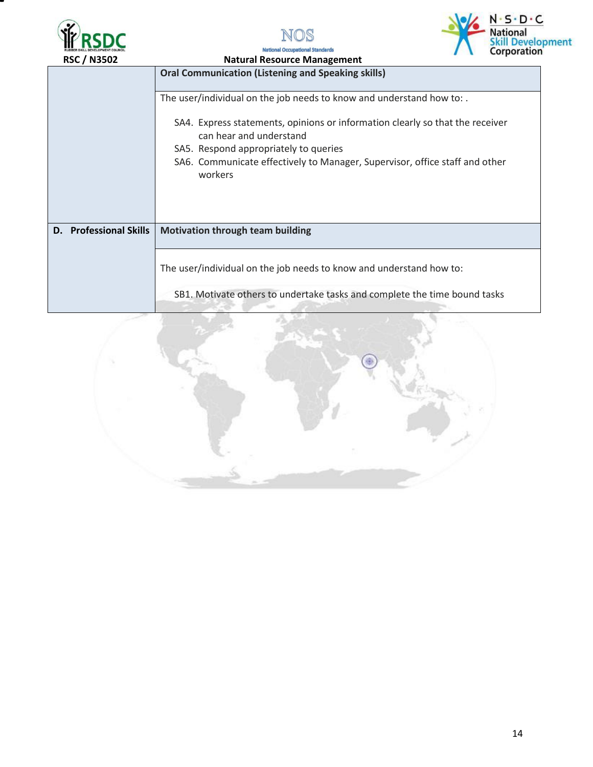| | |
|---|---|
| | **Oral Communication (Listening and Speaking skills)** |
| | The user/individual on the job needs to know and understand how to: .<br><br>SA4. Express statements, opinions or information clearly so that the receiver can hear and understand<br>SA5. Respond appropriately to queries<br>SA6. Communicate effectively to Manager, Supervisor, office staff and other workers |
| **D. Professional Skills** | **Motivation through team building** |
| | The user/individual on the job needs to know and understand how to:<br><br>SB1. Motivate others to undertake tasks and complete the time bound tasks |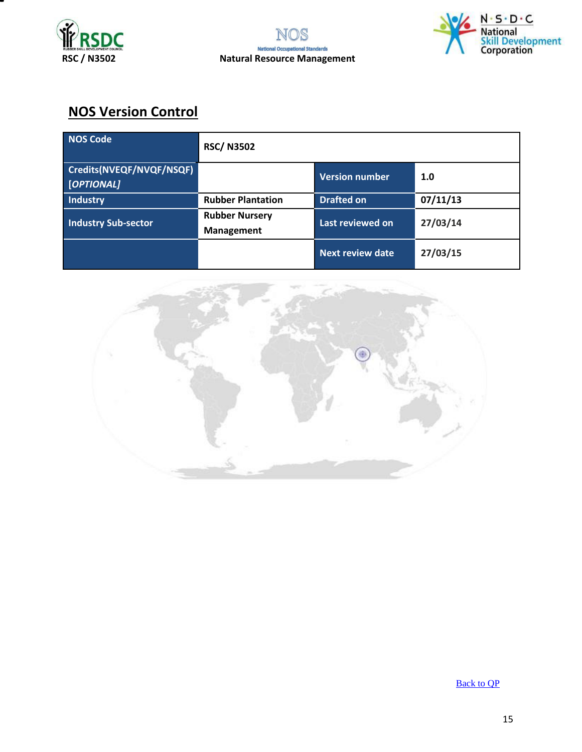## NOS Version Control

| NOS Code | RSC/ N3502 | | |
|---|---|---|---|
| Credits(NVEQF/NVQF/NSQF) *[OPTIONAL]* | | Version number | 1.0 |
| Industry | Rubber Plantation | Drafted on | 07/11/13 |
| Industry Sub-sector | Rubber Nursery Management | Last reviewed on | 27/03/14 |
| | | Next review date | 27/03/15 |

[Back to QP](#)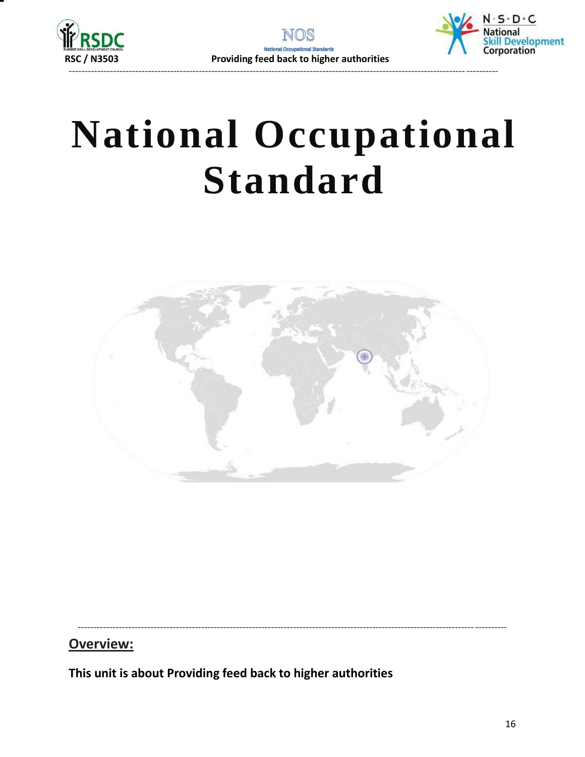# National Occupational Standard

## Overview:

**This unit is about Providing feed back to higher authorities**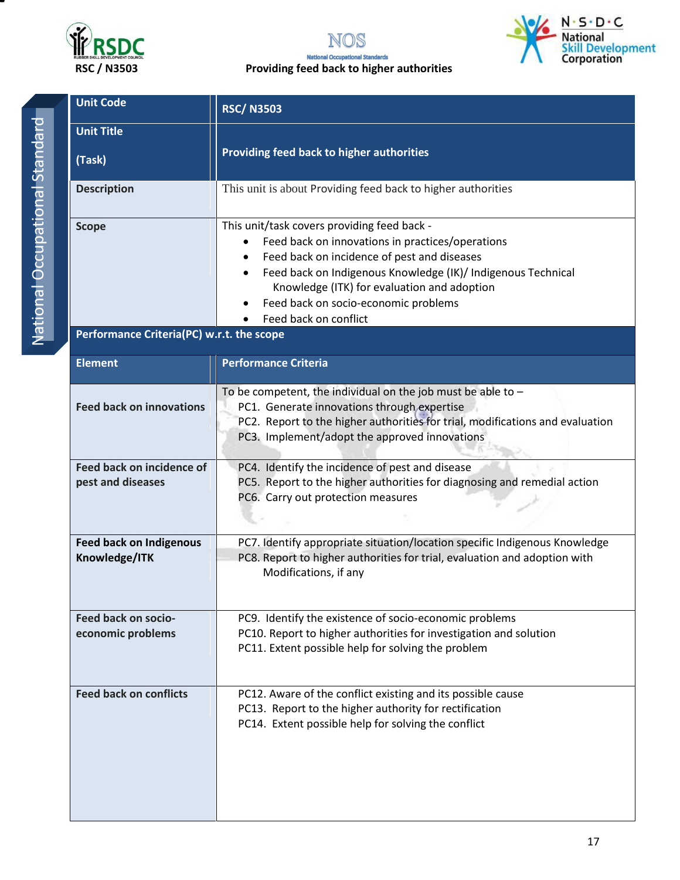| Unit Code | RSC/ N3503 |
|---|---|
| Unit Title<br><br>(Task) | Providing feed back to higher authorities |
| Description | This unit is about Providing feed back to higher authorities |
| Scope | This unit/task covers providing feed back -<br>• Feed back on innovations in practices/operations<br>• Feed back on incidence of pest and diseases<br>• Feed back on Indigenous Knowledge (IK)/ Indigenous Technical Knowledge (ITK) for evaluation and adoption<br>• Feed back on socio-economic problems<br>• Feed back on conflict |
| **Performance Criteria(PC) w.r.t. the scope** | |
| **Element** | **Performance Criteria** |
| Feed back on innovations | To be competent, the individual on the job must be able to –<br>PC1. Generate innovations through expertise<br>PC2. Report to the higher authorities for trial, modifications and evaluation<br>PC3. Implement/adopt the approved innovations |
| Feed back on incidence of pest and diseases | PC4. Identify the incidence of pest and disease<br>PC5. Report to the higher authorities for diagnosing and remedial action<br>PC6. Carry out protection measures |
| Feed back on Indigenous Knowledge/ITK | PC7. Identify appropriate situation/location specific Indigenous Knowledge<br>PC8. Report to higher authorities for trial, evaluation and adoption with Modifications, if any |
| Feed back on socio-economic problems | PC9. Identify the existence of socio-economic problems<br>PC10. Report to higher authorities for investigation and solution<br>PC11. Extent possible help for solving the problem |
| Feed back on conflicts | PC12. Aware of the conflict existing and its possible cause<br>PC13. Report to the higher authority for rectification<br>PC14. Extent possible help for solving the conflict |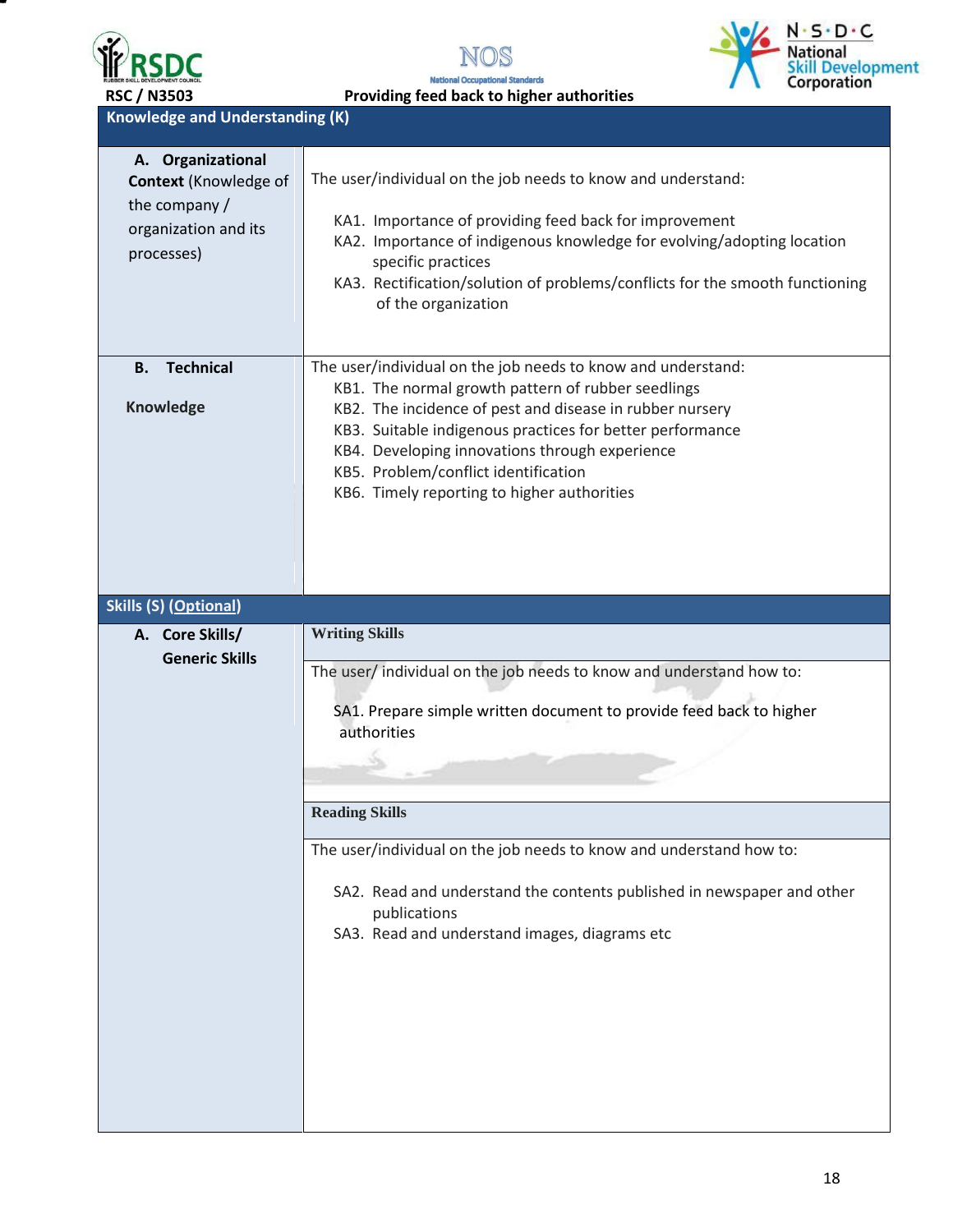RSC / N3503 Providing feed back to higher authorities

| Knowledge and Understanding (K) | |
| --- | --- |
| A. **Organizational Context** (Knowledge of the company / organization and its processes) | The user/individual on the job needs to know and understand:<br><br>KA1. Importance of providing feed back for improvement<br>KA2. Importance of indigenous knowledge for evolving/adopting location specific practices<br>KA3. Rectification/solution of problems/conflicts for the smooth functioning of the organization |
| B. **Technical Knowledge** | The user/individual on the job needs to know and understand:<br>KB1. The normal growth pattern of rubber seedlings<br>KB2. The incidence of pest and disease in rubber nursery<br>KB3. Suitable indigenous practices for better performance<br>KB4. Developing innovations through experience<br>KB5. Problem/conflict identification<br>KB6. Timely reporting to higher authorities |
| **Skills (S) (Optional)** | |
| A. **Core Skills/ Generic Skills** | **Writing Skills** |
| | The user/ individual on the job needs to know and understand how to:<br><br>SA1. Prepare simple written document to provide feed back to higher authorities |
| | **Reading Skills** |
| | The user/individual on the job needs to know and understand how to:<br><br>SA2. Read and understand the contents published in newspaper and other publications<br>SA3. Read and understand images, diagrams etc |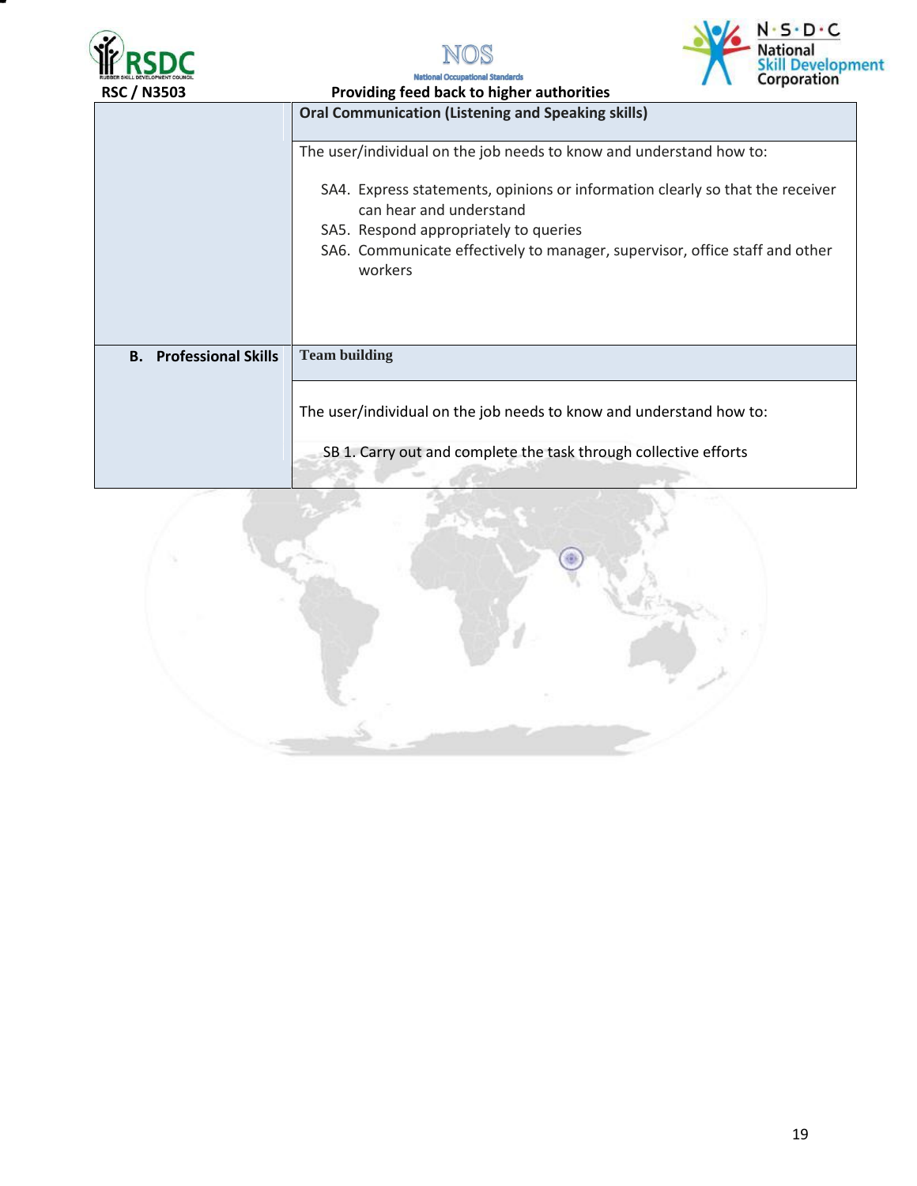| | |
|---|---|
| | **Oral Communication (Listening and Speaking skills)** |
| | The user/individual on the job needs to know and understand how to:<br><br>SA4. Express statements, opinions or information clearly so that the receiver can hear and understand<br>SA5. Respond appropriately to queries<br>SA6. Communicate effectively to manager, supervisor, office staff and other workers |
| **B. Professional Skills** | **Team building** |
| | The user/individual on the job needs to know and understand how to:<br><br>SB 1. Carry out and complete the task through collective efforts |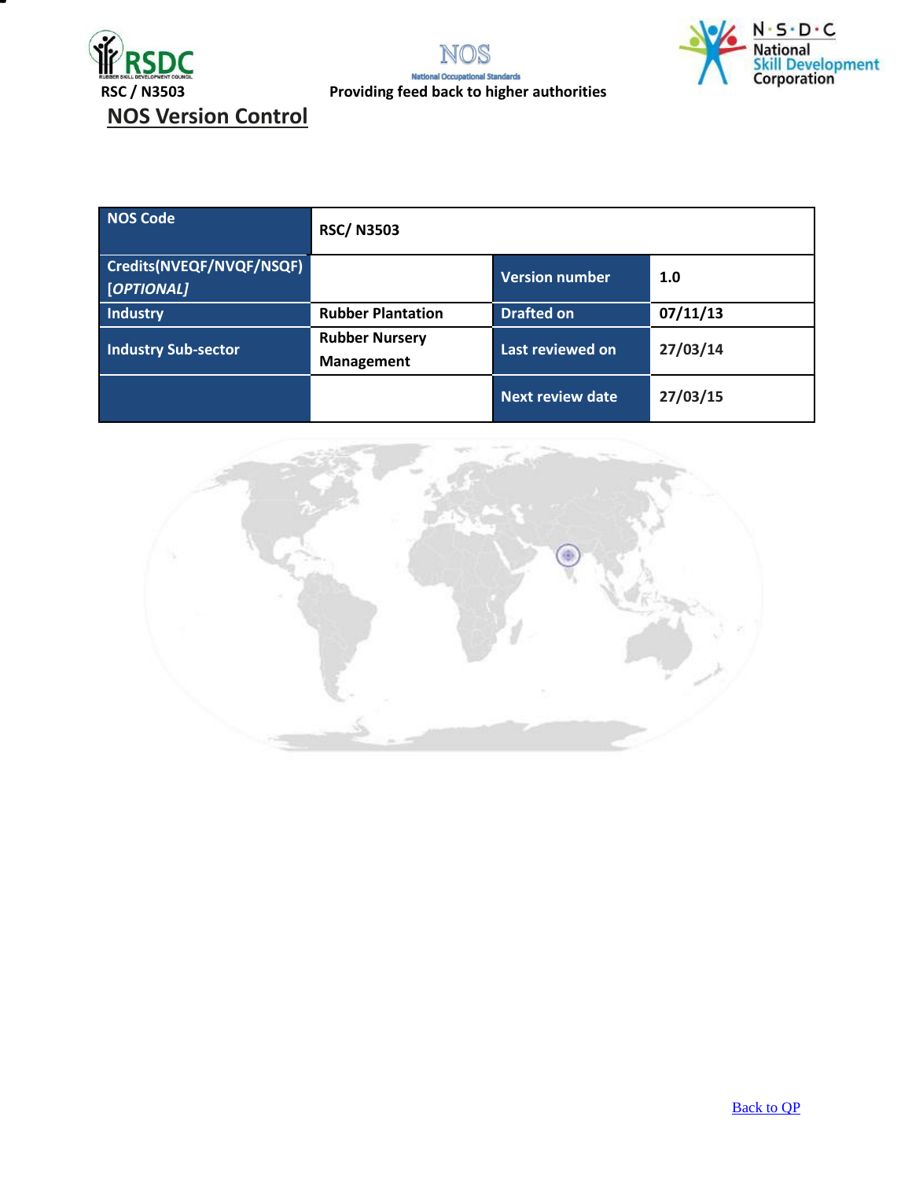RSC / N3503 Providing feed back to higher authorities

## NOS Version Control

| | | | |
|---|---|---|---|
| NOS Code | RSC/ N3503 | | |
| Credits(NVEQF/NVQF/NSQF) *[OPTIONAL]* | | Version number | 1.0 |
| Industry | Rubber Plantation | Drafted on | 07/11/13 |
| Industry Sub-sector | Rubber Nursery Management | Last reviewed on | 27/03/14 |
| | | Next review date | 27/03/15 |

Back to QP